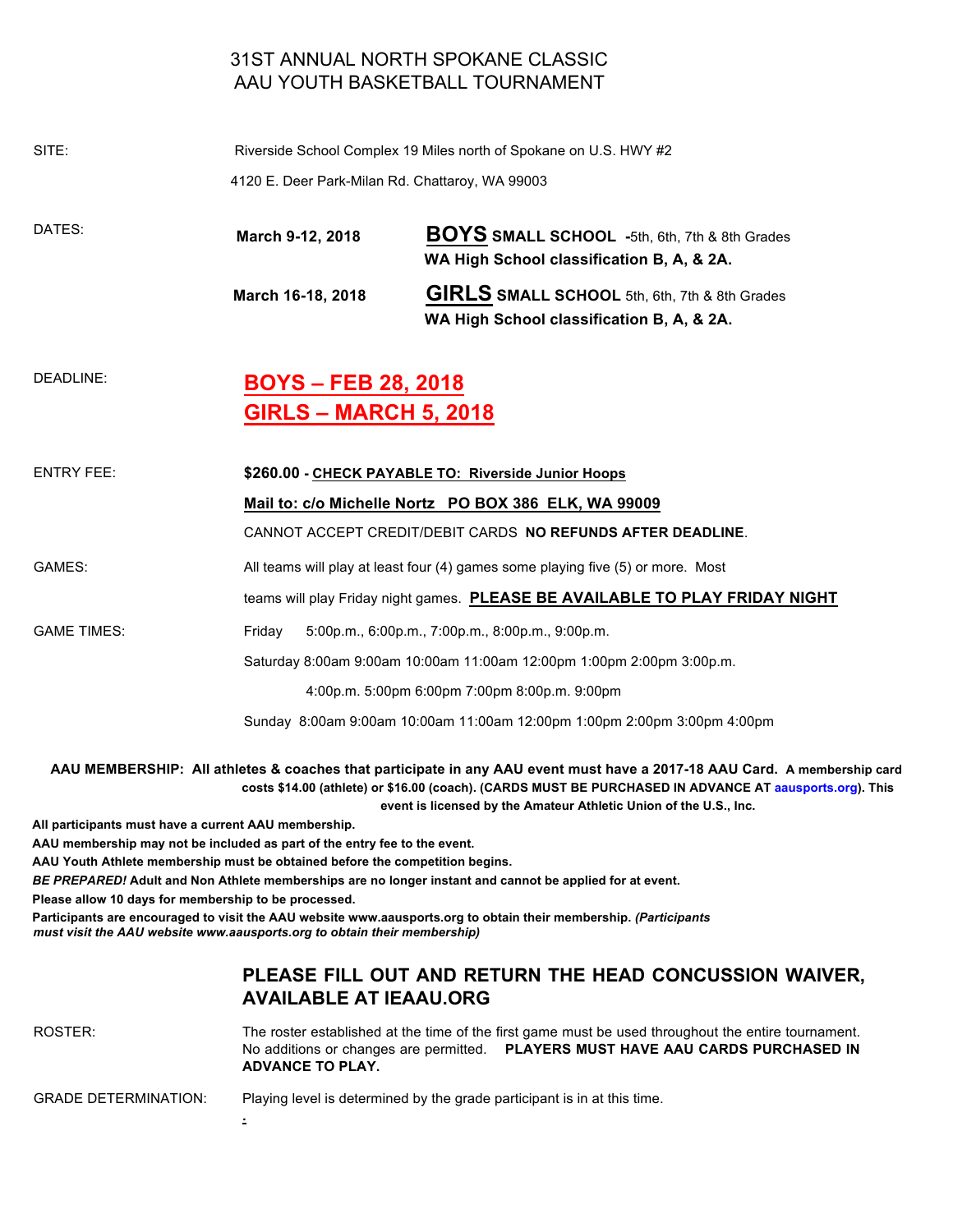# 31ST ANNUAL NORTH SPOKANE CLASSIC
# AAU YOUTH BASKETBALL TOURNAMENT

SITE: Riverside School Complex 19 Miles north of Spokane on U.S. HWY #2

4120 E. Deer Park-Milan Rd. Chattaroy, WA 99003

DATES:

**March 9-12, 2018** — **BOYS SMALL SCHOOL** -5th, 6th, 7th & 8th Grades
**WA High School classification B, A, & 2A.**

**March 16-18, 2018** — **GIRLS SMALL SCHOOL** 5th, 6th, 7th & 8th Grades
**WA High School classification B, A, & 2A.**

DEADLINE:

**BOYS – FEB 28, 2018**
**GIRLS – MARCH 5, 2018**

ENTRY FEE: **$260.00 - CHECK PAYABLE TO: Riverside Junior Hoops**

**Mail to: c/o Michelle Nortz PO BOX 386 ELK, WA 99009**

CANNOT ACCEPT CREDIT/DEBIT CARDS **NO REFUNDS AFTER DEADLINE**.

GAMES: All teams will play at least four (4) games some playing five (5) or more. Most teams will play Friday night games. **PLEASE BE AVAILABLE TO PLAY FRIDAY NIGHT**

GAME TIMES:

Friday 5:00p.m., 6:00p.m., 7:00p.m., 8:00p.m., 9:00p.m.

Saturday 8:00am 9:00am 10:00am 11:00am 12:00pm 1:00pm 2:00pm 3:00p.m. 4:00p.m. 5:00pm 6:00pm 7:00pm 8:00p.m. 9:00pm

Sunday 8:00am 9:00am 10:00am 11:00am 12:00pm 1:00pm 2:00pm 3:00pm 4:00pm

**AAU MEMBERSHIP: All athletes & coaches that participate in any AAU event must have a 2017-18 AAU Card. A membership card costs $14.00 (athlete) or $16.00 (coach). (CARDS MUST BE PURCHASED IN ADVANCE AT aausports.org). This event is licensed by the Amateur Athletic Union of the U.S., Inc.**

**All participants must have a current AAU membership.**

**AAU membership may not be included as part of the entry fee to the event.**

**AAU Youth Athlete membership must be obtained before the competition begins.**

***BE PREPARED!*** **Adult and Non Athlete memberships are no longer instant and cannot be applied for at event.**

**Please allow 10 days for membership to be processed.**

**Participants are encouraged to visit the AAU website www.aausports.org to obtain their membership.** ***(Participants must visit the AAU website www.aausports.org to obtain their membership)***

## PLEASE FILL OUT AND RETURN THE HEAD CONCUSSION WAIVER, AVAILABLE AT IEAAU.ORG

ROSTER: The roster established at the time of the first game must be used throughout the entire tournament. No additions or changes are permitted. **PLAYERS MUST HAVE AAU CARDS PURCHASED IN ADVANCE TO PLAY.**

GRADE DETERMINATION: Playing level is determined by the grade participant is in at this time.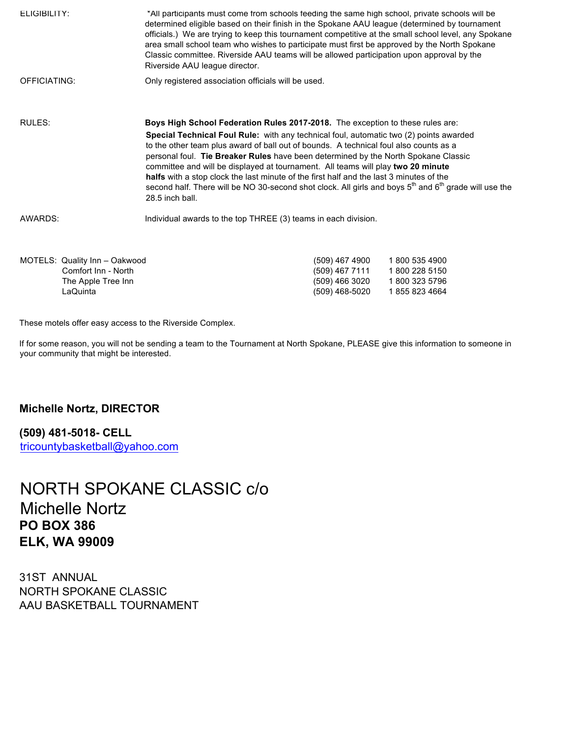ELIGIBILITY: *All participants must come from schools feeding the same high school, private schools will be determined eligible based on their finish in the Spokane AAU league (determined by tournament officials.) We are trying to keep this tournament competitive at the small school level, any Spokane area small school team who wishes to participate must first be approved by the North Spokane Classic committee. Riverside AAU teams will be allowed participation upon approval by the Riverside AAU league director.

OFFICIATING: Only registered association officials will be used.

RULES: **Boys High School Federation Rules 2017-2018.** The exception to these rules are:
**Special Technical Foul Rule:** with any technical foul, automatic two (2) points awarded to the other team plus award of ball out of bounds. A technical foul also counts as a personal foul. **Tie Breaker Rules** have been determined by the North Spokane Classic committee and will be displayed at tournament. All teams will play **two 20 minute halfs** with a stop clock the last minute of the first half and the last 3 minutes of the second half. There will be NO 30-second shot clock. All girls and boys 5th and 6th grade will use the 28.5 inch ball.

AWARDS: Individual awards to the top THREE (3) teams in each division.

| MOTELS: | | |
|---|---|---|
| Quality Inn – Oakwood | (509) 467 4900 | 1 800 535 4900 |
| Comfort Inn - North | (509) 467 7111 | 1 800 228 5150 |
| The Apple Tree Inn | (509) 466 3020 | 1 800 323 5796 |
| LaQuinta | (509) 468-5020 | 1 855 823 4664 |

These motels offer easy access to the Riverside Complex.

If for some reason, you will not be sending a team to the Tournament at North Spokane, PLEASE give this information to someone in your community that might be interested.

**Michelle Nortz, DIRECTOR**

**(509) 481-5018- CELL**
tricountybasketball@yahoo.com

NORTH SPOKANE CLASSIC c/o
Michelle Nortz
**PO BOX 386**
**ELK, WA 99009**

31ST ANNUAL
NORTH SPOKANE CLASSIC
AAU BASKETBALL TOURNAMENT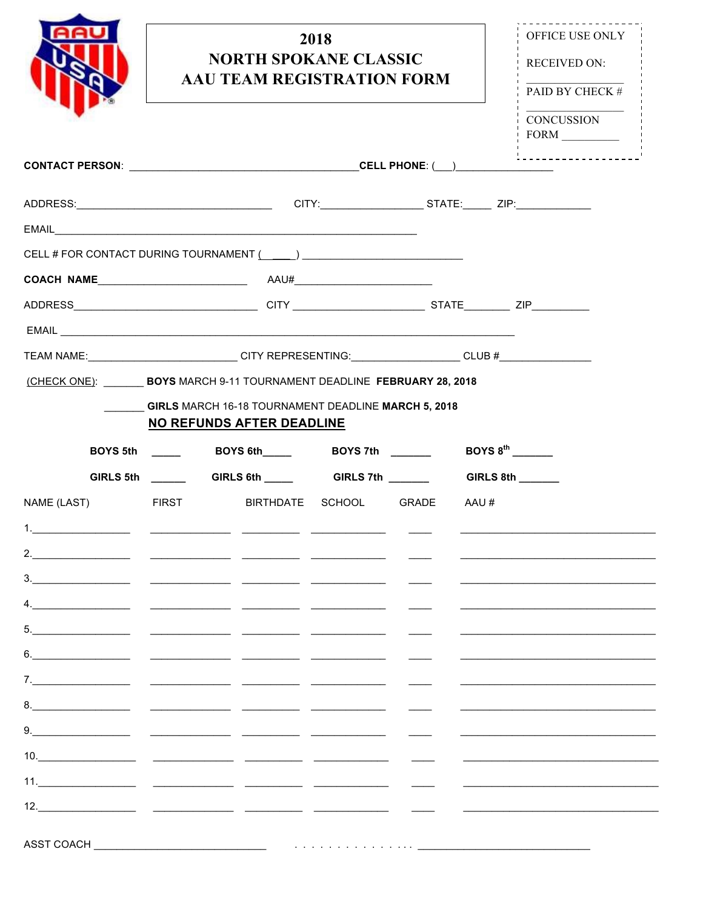# 2018
# NORTH SPOKANE CLASSIC
# AAU TEAM REGISTRATION FORM

OFFICE USE ONLY

RECEIVED ON: ______________

PAID BY CHECK # ______________

CONCUSSION FORM __________

**CONTACT PERSON**: ________________________________________ **CELL PHONE**: (___)________________

ADDRESS:________________________________ CITY:_________________ STATE:_____ ZIP:_____________

EMAIL____________________________________________________________

CELL # FOR CONTACT DURING TOURNAMENT (____) ___________________________

**COACH NAME**________________________ AAU#________________________

ADDRESS_______________________________ CITY ______________________ STATE________ ZIP__________

EMAIL ___________________________________________________________________________

TEAM NAME:_________________________ CITY REPRESENTING:__________________ CLUB #________________

(CHECK ONE): _______ **BOYS** MARCH 9-11 TOURNAMENT DEADLINE **FEBRUARY 28, 2018**

_______ **GIRLS** MARCH 16-18 TOURNAMENT DEADLINE **MARCH 5, 2018**

**NO REFUNDS AFTER DEADLINE**

**BOYS 5th** _____ **BOYS 6th**_____ **BOYS 7th** _______ **BOYS 8th** _______

**GIRLS 5th** ______ **GIRLS 6th** _____ **GIRLS 7th** _______ **GIRLS 8th** _______

| NAME (LAST) | FIRST | BIRTHDATE | SCHOOL | GRADE | AAU # |
|---|---|---|---|---|---|
| 1. | | | | | |
| 2. | | | | | |
| 3. | | | | | |
| 4. | | | | | |
| 5. | | | | | |
| 6. | | | | | |
| 7. | | | | | |
| 8. | | | | | |
| 9. | | | | | |
| 10. | | | | | |
| 11. | | | | | |
| 12. | | | | | |

ASST COACH ______________________________ . . . . . . . . . . . . . . ______________________________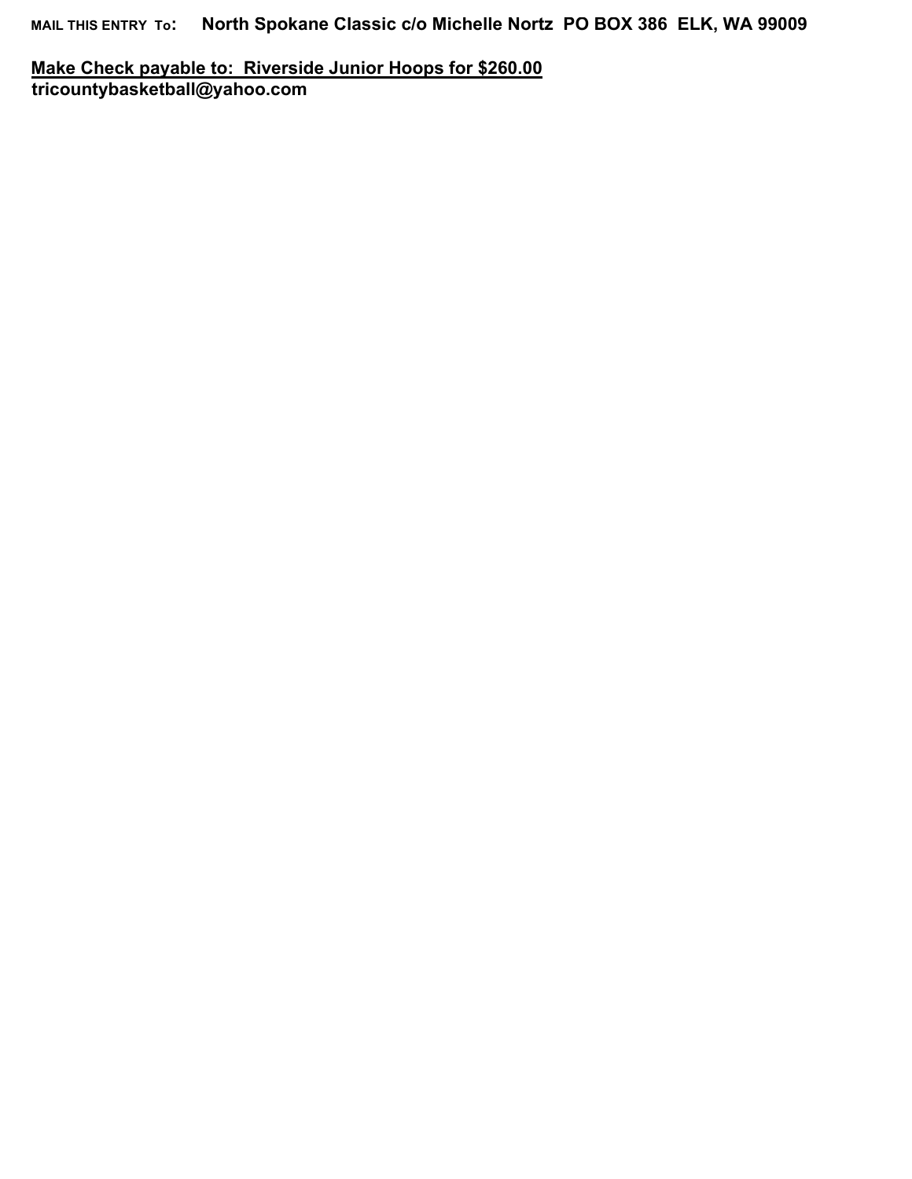**MAIL THIS ENTRY To: North Spokane Classic c/o Michelle Nortz PO BOX 386 ELK, WA 99009**

**<u>Make Check payable to: Riverside Junior Hoops for $260.00</u>**
**tricountybasketball@yahoo.com**